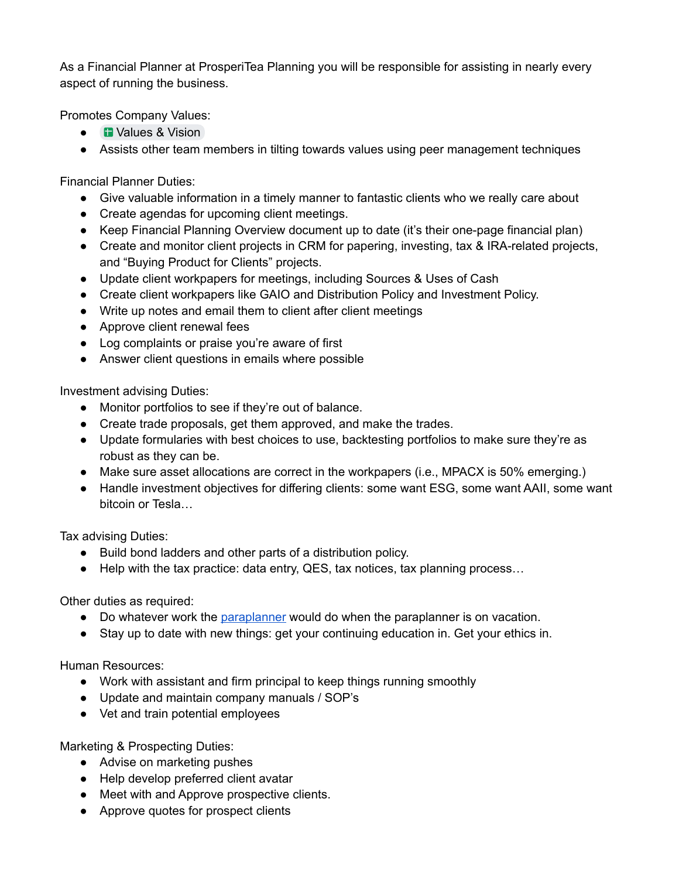As a Financial Planner at ProsperiTea Planning you will be responsible for assisting in nearly every aspect of running the business.

Promotes Company Values:

- Values & Vision
- Assists other team members in tilting towards values using peer management techniques

Financial Planner Duties:

- Give valuable information in a timely manner to fantastic clients who we really care about
- Create agendas for upcoming client meetings.
- Keep Financial Planning Overview document up to date (it's their one-page financial plan)
- Create and monitor client projects in CRM for papering, investing, tax & IRA-related projects, and "Buying Product for Clients" projects.
- Update client workpapers for meetings, including Sources & Uses of Cash
- Create client workpapers like GAIO and Distribution Policy and Investment Policy.
- Write up notes and email them to client after client meetings
- Approve client renewal fees
- Log complaints or praise you're aware of first
- Answer client questions in emails where possible

Investment advising Duties:

- Monitor portfolios to see if they're out of balance.
- Create trade proposals, get them approved, and make the trades.
- Update formularies with best choices to use, backtesting portfolios to make sure they're as robust as they can be.
- Make sure asset allocations are correct in the workpapers (i.e., MPACX is 50% emerging.)
- Handle investment objectives for differing clients: some want ESG, some want AAII, some want bitcoin or Tesla…

Tax advising Duties:

- Build bond ladders and other parts of a distribution policy.
- Help with the tax practice: data entry, QES, tax notices, tax planning process…

Other duties as required:

- Do whatever work the paraplanner would do when the paraplanner is on vacation.
- Stay up to date with new things: get your continuing education in. Get your ethics in.

Human Resources:

- Work with assistant and firm principal to keep things running smoothly
- Update and maintain company manuals / SOP's
- Vet and train potential employees

Marketing & Prospecting Duties:

- Advise on marketing pushes
- Help develop preferred client avatar
- Meet with and Approve prospective clients.
- Approve quotes for prospect clients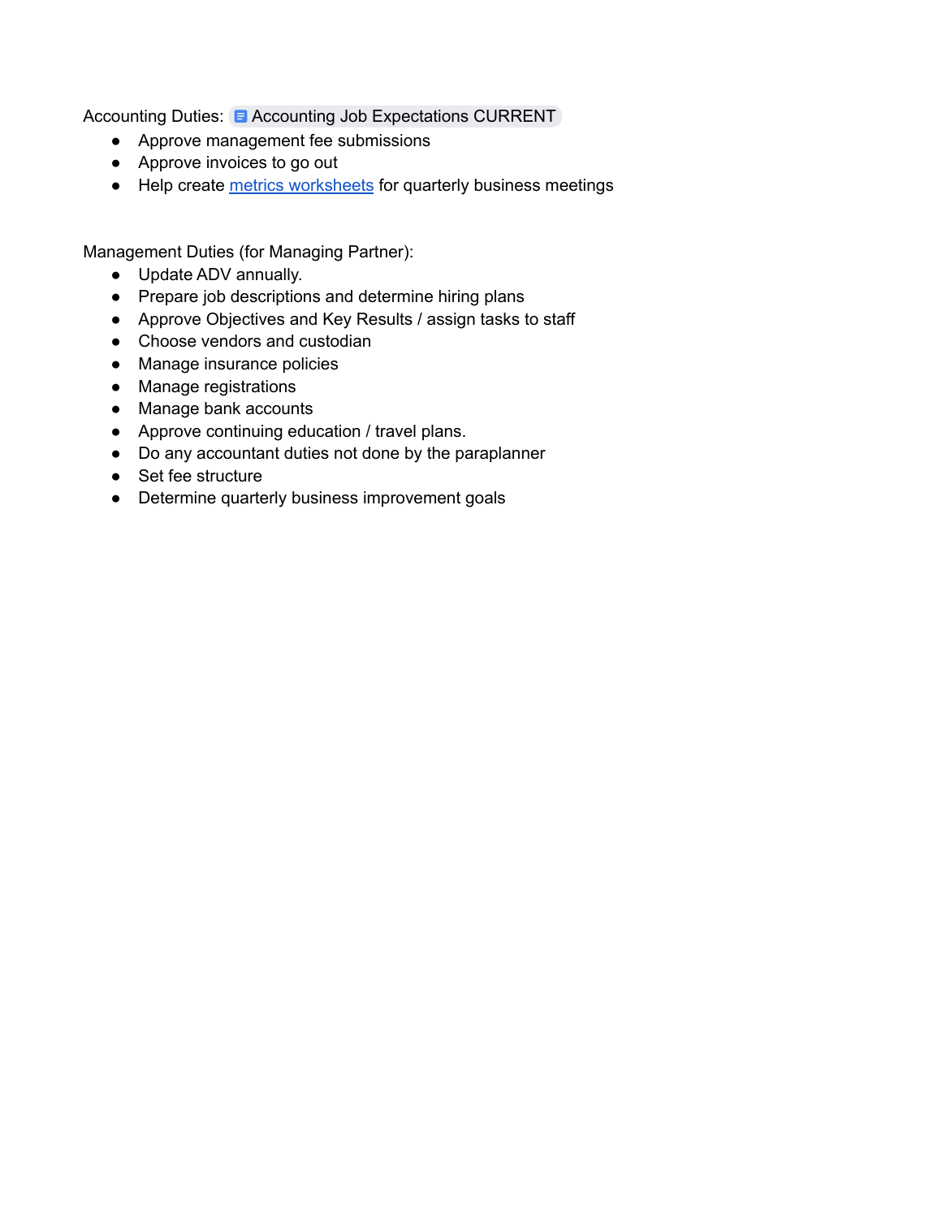Accounting Duties: Accounting Job Expectations CURRENT

- Approve management fee submissions
- Approve invoices to go out
- Help create [metrics worksheets]() for quarterly business meetings

Management Duties (for Managing Partner):

- Update ADV annually.
- Prepare job descriptions and determine hiring plans
- Approve Objectives and Key Results / assign tasks to staff
- Choose vendors and custodian
- Manage insurance policies
- Manage registrations
- Manage bank accounts
- Approve continuing education / travel plans.
- Do any accountant duties not done by the paraplanner
- Set fee structure
- Determine quarterly business improvement goals